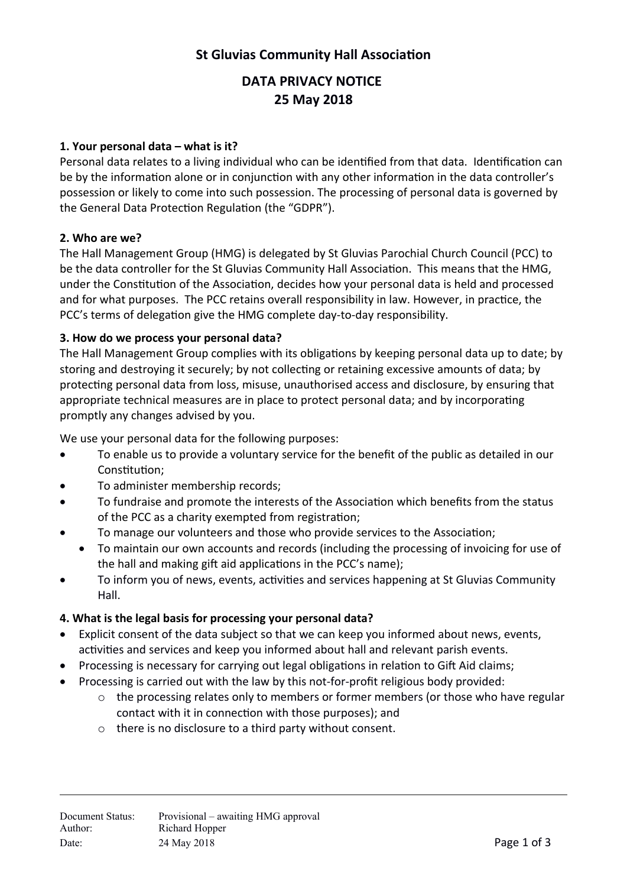# St Gluvias Community Hall Association

## DATA PRIVACY NOTICE
## 25 May 2018

### 1. Your personal data – what is it?

Personal data relates to a living individual who can be identified from that data. Identification can be by the information alone or in conjunction with any other information in the data controller's possession or likely to come into such possession. The processing of personal data is governed by the General Data Protection Regulation (the "GDPR").

### 2. Who are we?

The Hall Management Group (HMG) is delegated by St Gluvias Parochial Church Council (PCC) to be the data controller for the St Gluvias Community Hall Association. This means that the HMG, under the Constitution of the Association, decides how your personal data is held and processed and for what purposes. The PCC retains overall responsibility in law. However, in practice, the PCC's terms of delegation give the HMG complete day-to-day responsibility.

### 3. How do we process your personal data?

The Hall Management Group complies with its obligations by keeping personal data up to date; by storing and destroying it securely; by not collecting or retaining excessive amounts of data; by protecting personal data from loss, misuse, unauthorised access and disclosure, by ensuring that appropriate technical measures are in place to protect personal data; and by incorporating promptly any changes advised by you.

We use your personal data for the following purposes:

- To enable us to provide a voluntary service for the benefit of the public as detailed in our Constitution;
- To administer membership records;
- To fundraise and promote the interests of the Association which benefits from the status of the PCC as a charity exempted from registration;
- To manage our volunteers and those who provide services to the Association;
- To maintain our own accounts and records (including the processing of invoicing for use of the hall and making gift aid applications in the PCC's name);
- To inform you of news, events, activities and services happening at St Gluvias Community Hall.

### 4. What is the legal basis for processing your personal data?

- Explicit consent of the data subject so that we can keep you informed about news, events, activities and services and keep you informed about hall and relevant parish events.
- Processing is necessary for carrying out legal obligations in relation to Gift Aid claims;
- Processing is carried out with the law by this not-for-profit religious body provided:
  - the processing relates only to members or former members (or those who have regular contact with it in connection with those purposes); and
  - there is no disclosure to a third party without consent.

Document Status: Provisional – awaiting HMG approval
Author: Richard Hopper
Date: 24 May 2018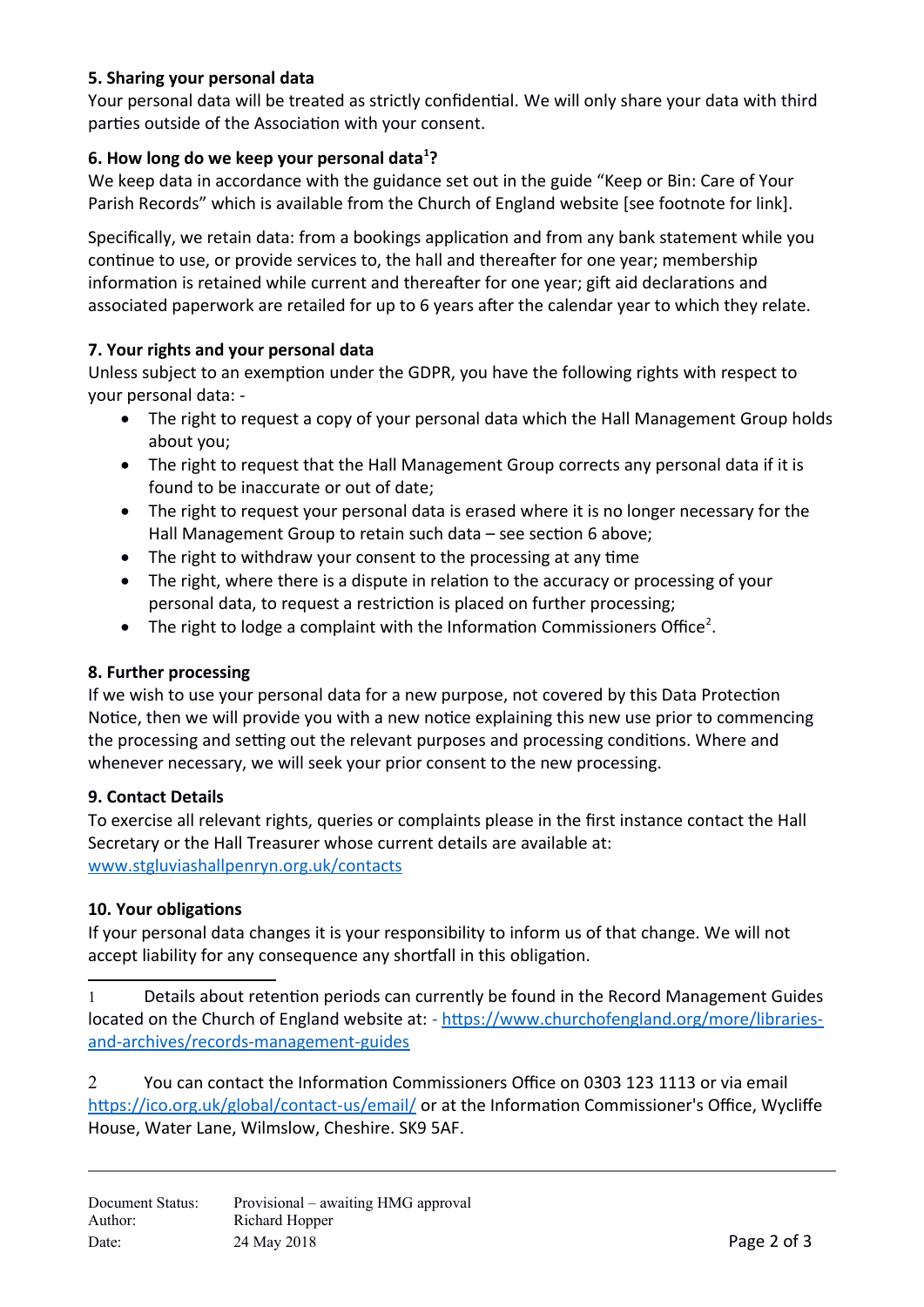### 5. Sharing your personal data

Your personal data will be treated as strictly confidential. We will only share your data with third parties outside of the Association with your consent.

### 6. How long do we keep your personal data[1]?

We keep data in accordance with the guidance set out in the guide "Keep or Bin: Care of Your Parish Records" which is available from the Church of England website [see footnote for link].

Specifically, we retain data: from a bookings application and from any bank statement while you continue to use, or provide services to, the hall and thereafter for one year; membership information is retained while current and thereafter for one year; gift aid declarations and associated paperwork are retailed for up to 6 years after the calendar year to which they relate.

### 7. Your rights and your personal data

Unless subject to an exemption under the GDPR, you have the following rights with respect to your personal data: -

- The right to request a copy of your personal data which the Hall Management Group holds about you;
- The right to request that the Hall Management Group corrects any personal data if it is found to be inaccurate or out of date;
- The right to request your personal data is erased where it is no longer necessary for the Hall Management Group to retain such data – see section 6 above;
- The right to withdraw your consent to the processing at any time
- The right, where there is a dispute in relation to the accuracy or processing of your personal data, to request a restriction is placed on further processing;
- The right to lodge a complaint with the Information Commissioners Office[2].

### 8. Further processing

If we wish to use your personal data for a new purpose, not covered by this Data Protection Notice, then we will provide you with a new notice explaining this new use prior to commencing the processing and setting out the relevant purposes and processing conditions. Where and whenever necessary, we will seek your prior consent to the new processing.

### 9. Contact Details

To exercise all relevant rights, queries or complaints please in the first instance contact the Hall Secretary or the Hall Treasurer whose current details are available at: [www.stgluviashallpenryn.org.uk/contacts](www.stgluviashallpenryn.org.uk/contacts)

### 10. Your obligations

If your personal data changes it is your responsibility to inform us of that change. We will not accept liability for any consequence any shortfall in this obligation.

---

1 Details about retention periods can currently be found in the Record Management Guides located on the Church of England website at: - [https://www.churchofengland.org/more/libraries-and-archives/records-management-guides](https://www.churchofengland.org/more/libraries-and-archives/records-management-guides)

2 You can contact the Information Commissioners Office on 0303 123 1113 or via email [https://ico.org.uk/global/contact-us/email/](https://ico.org.uk/global/contact-us/email/) or at the Information Commissioner's Office, Wycliffe House, Water Lane, Wilmslow, Cheshire. SK9 5AF.

---

Document Status: Provisional – awaiting HMG approval
Author: Richard Hopper
Date: 24 May 2018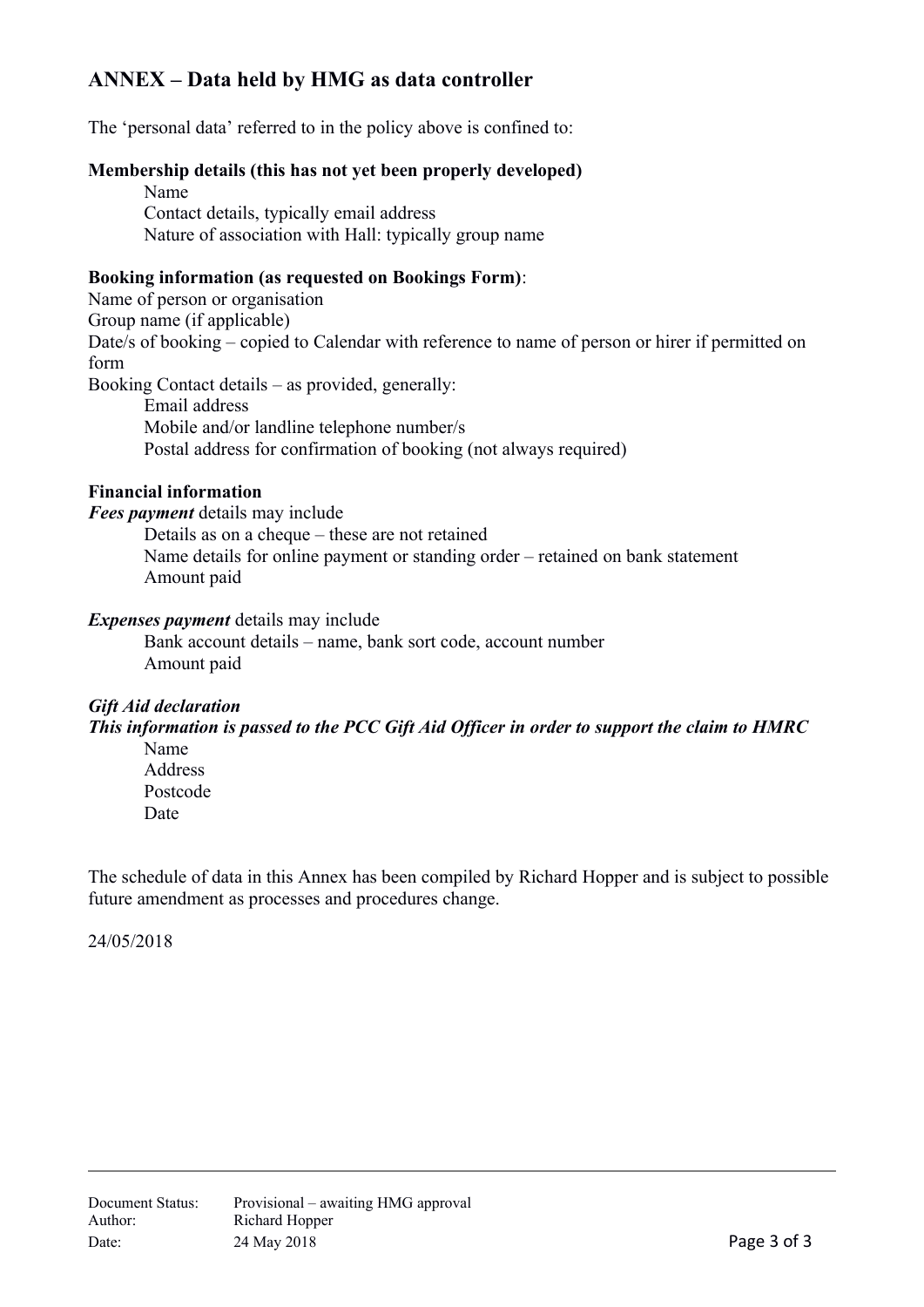## ANNEX – Data held by HMG as data controller

The 'personal data' referred to in the policy above is confined to:

**Membership details (this has not yet been properly developed)**

- Name
- Contact details, typically email address
- Nature of association with Hall: typically group name

**Booking information (as requested on Bookings Form)**:

Name of person or organisation
Group name (if applicable)
Date/s of booking – copied to Calendar with reference to name of person or hirer if permitted on form
Booking Contact details – as provided, generally:

- Email address
- Mobile and/or landline telephone number/s
- Postal address for confirmation of booking (not always required)

**Financial information**

***Fees payment*** details may include

- Details as on a cheque – these are not retained
- Name details for online payment or standing order – retained on bank statement
- Amount paid

***Expenses payment*** details may include

- Bank account details – name, bank sort code, account number
- Amount paid

***Gift Aid declaration***

***This information is passed to the PCC Gift Aid Officer in order to support the claim to HMRC***

- Name
- Address
- Postcode
- Date

The schedule of data in this Annex has been compiled by Richard Hopper and is subject to possible future amendment as processes and procedures change.

24/05/2018

Document Status: Provisional – awaiting HMG approval
Author: Richard Hopper
Date: 24 May 2018